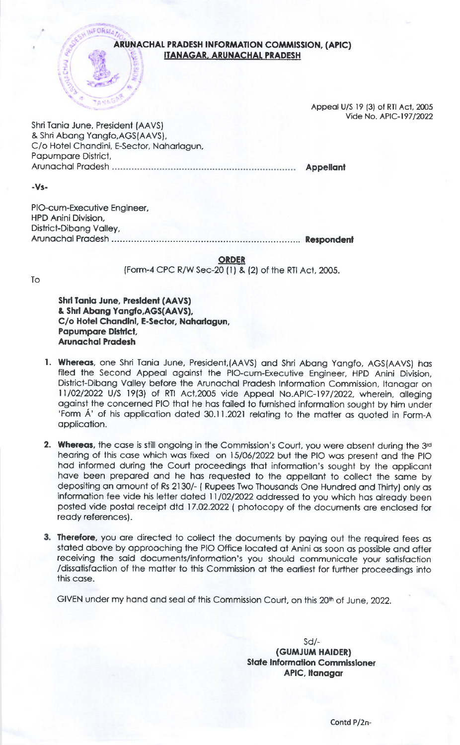# ARUNACHAL PRADESH INFORMATION COMMISSION, (APIC)
## ITANAGAR, ARUNACHAL PRADESH

Appeal U/S 19 (3) of RTI Act, 2005
Vide No. APIC-197/2022

Shri Tania June, President (AAVS)
& Shri Abang Yangfo,AGS(AAVS),
C/o Hotel Chandini, E-Sector, Naharlagun,
Papumpare District,
Arunachal Pradesh ................................................................ **Appellant**

**-Vs-**

PIO-cum-Executive Engineer,
HPD Anini Division,
District-Dibang Valley,
Arunachal Pradesh ................................................................ **Respondent**

**ORDER**

(Form-4 CPC R/W Sec-20 (1) & (2) of the RTI Act, 2005.

To

**Shri Tania June, President (AAVS)**
**& Shri Abang Yangfo,AGS(AAVS),**
**C/o Hotel Chandini, E-Sector, Naharlagun,**
**Papumpare District,**
**Arunachal Pradesh**

1. **Whereas**, one Shri Tania June, President,(AAVS) and Shri Abang Yangfo, AGS(AAVS) has filed the Second Appeal against the PIO-cum-Executive Engineer, HPD Anini Division, District-Dibang Valley before the Arunachal Pradesh Information Commission, Itanagar on 11/02/2022 U/S 19(3) of RTI Act,2005 vide Appeal No.APIC-197/2022, wherein, alleging against the concerned PIO that he has failed to furnished information sought by him under 'Form Á' of his application dated 30.11.2021 relating to the matter as quoted in Form-A application.

2. **Whereas**, the case is still ongoing in the Commission's Court, you were absent during the 3rd hearing of this case which was fixed on 15/06/2022 but the PIO was present and the PIO had informed during the Court proceedings that information's sought by the applicant have been prepared and he has requested to the appellant to collect the same by depositing an amount of Rs 2130/- ( Rupees Two Thousands One Hundred and Thirty) only as information fee vide his letter dated 11/02/2022 addressed to you which has already been posted vide postal receipt dtd 17.02.2022 ( photocopy of the documents are enclosed for ready references).

3. **Therefore**, you are directed to collect the documents by paying out the required fees as stated above by approaching the PIO Office located at Anini as soon as possible and after receiving the said documents/information's you should communicate your satisfaction /dissatisfaction of the matter to this Commission at the earliest for further proceedings into this case.

GIVEN under my hand and seal of this Commission Court, on this 20th of June, 2022.

Sd/-
**(GUMJUM HAIDER)**
**State Information Commissioner**
**APIC, Itanagar**

Contd P/2n-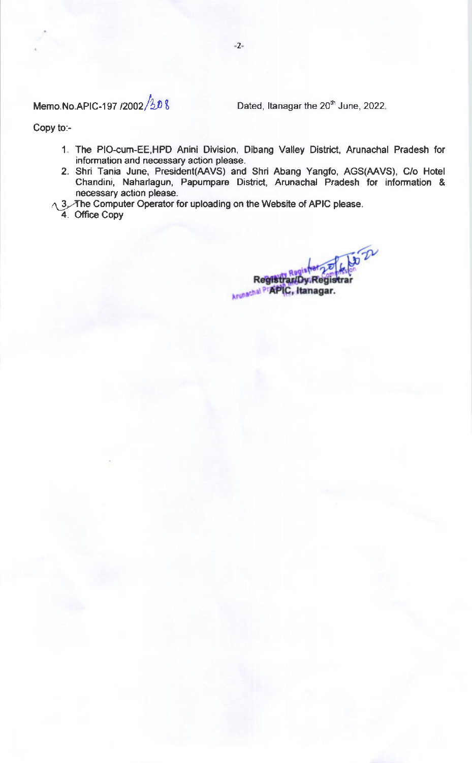Memo.No.APIC-197 /2002/208 Dated, Itanagar the 20th June, 2022.

Copy to:-

1. The PIO-cum-EE,HPD Anini Division, Dibang Valley District, Arunachal Pradesh for information and necessary action please.
2. Shri Tania June, President(AAVS) and Shri Abang Yangfo, AGS(AAVS), C/o Hotel Chandini, Naharlagun, Papumpare District, Arunachal Pradesh for information & necessary action please.
3. The Computer Operator for uploading on the Website of APIC please.
4. Office Copy

Registrar/Dy.Registrar
APIC, Itanagar.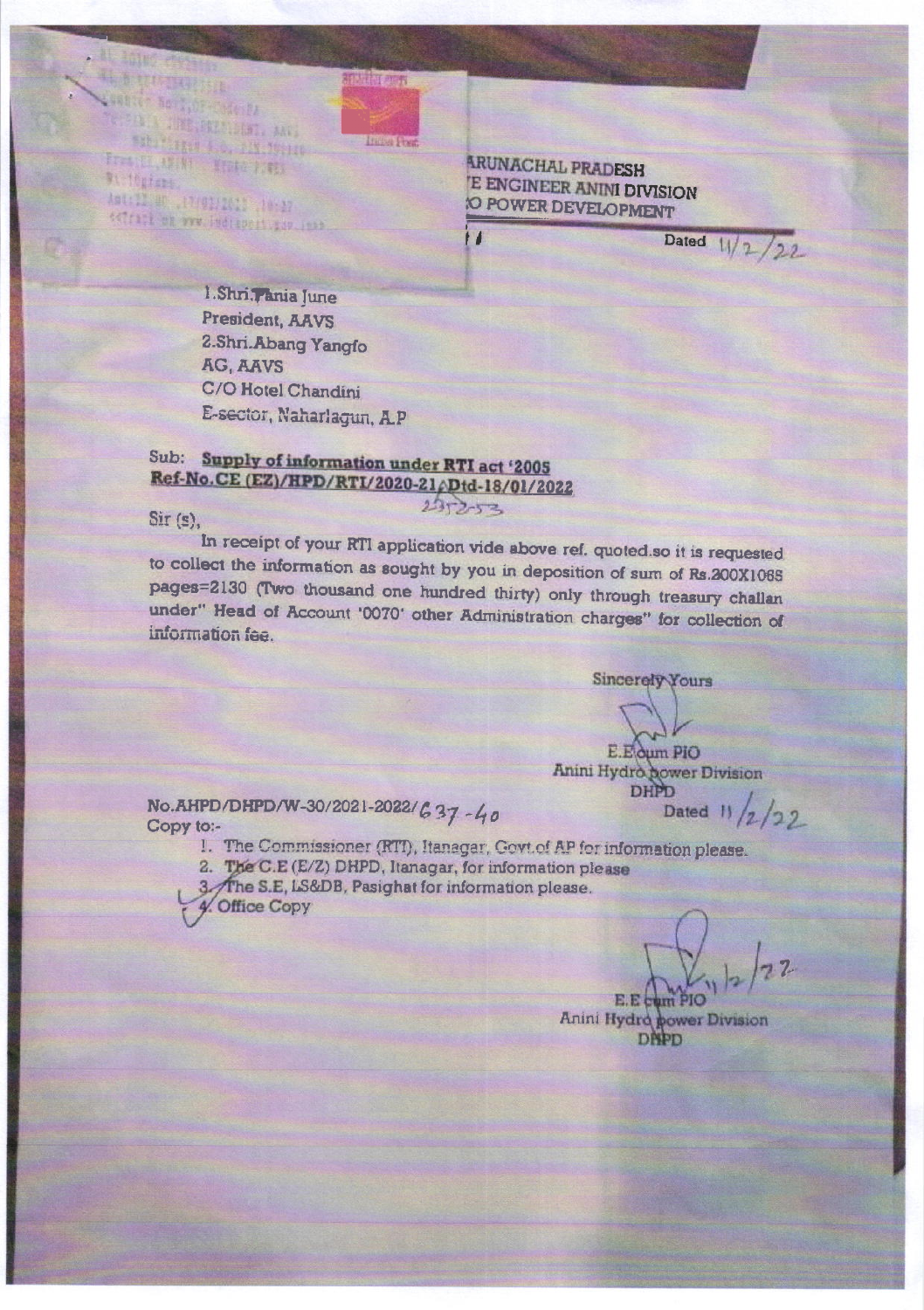ARUNACHAL PRADESH
E ENGINEER ANINI DIVISION
O POWER DEVELOPMENT

Dated 11/2/22

1.Shri.Tania June
President, AAVS
2.Shri.Abang Yangfo
AG, AAVS
C/O Hotel Chandini
E-sector, Naharlagun, A.P

Sub: **Supply of information under RTI act '2005**
**Ref-No.CE (EZ)/HPD/RTI/2020-21, Dtd-18/01/2022**

2352-53

Sir (s),

In receipt of your RTI application vide above ref. quoted.so it is requested to collect the information as sought by you in deposition of sum of Rs.200X1065 pages=2130 (Two thousand one hundred thirty) only through treasury challan under" Head of Account '0070' other Administration charges" for collection of information fee.

Sincerely Yours

E.E cum PIO
Anini Hydro power Division
DHPD

No.AHPD/DHPD/W-30/2021-2022/637-40
Copy to:-

Dated 11/2/22

1. The Commissioner (RTI), Itanagar, Govt.of AP for information please.
2. The C.E (E/Z) DHPD, Itanagar, for information please
3. The S.E, LS&DB, Pasighat for information please.
4. Office Copy

11/2/22

E.E cum PIO
Anini Hydro power Division
DHPD